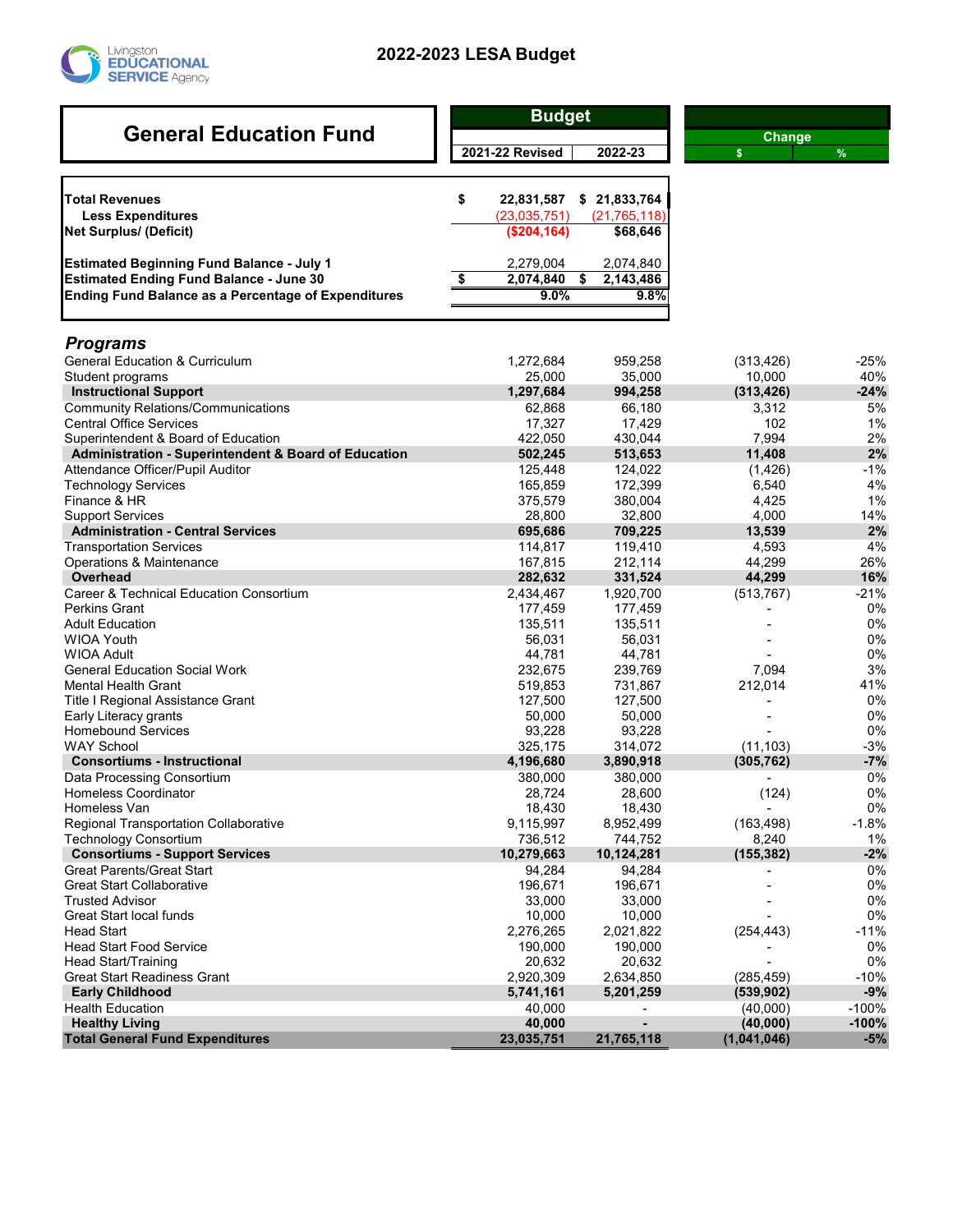# 2022-2023 LESA Budget

## General Education Fund

| | Budget 2021-22 Revised | Budget 2022-23 |
|---|---|---|
| **Total Revenues** | $ 22,831,587 | $ 21,833,764 |
| **Less Expenditures** | (23,035,751) | (21,765,118) |
| **Net Surplus/ (Deficit)** | ($204,164) | $68,646 |
| | | |
| **Estimated Beginning Fund Balance - July 1** | 2,279,004 | 2,074,840 |
| **Estimated Ending Fund Balance - June 30** | $ 2,074,840 | $ 2,143,486 |
| **Ending Fund Balance as a Percentage of Expenditures** | 9.0% | 9.8% |

| ***Programs*** | 2021-22 Revised | 2022-23 | Change $ | Change % |
|---|---|---|---|---|
| General Education & Curriculum | 1,272,684 | 959,258 | (313,426) | -25% |
| Student programs | 25,000 | 35,000 | 10,000 | 40% |
| **Instructional Support** | **1,297,684** | **994,258** | **(313,426)** | **-24%** |
| Community Relations/Communications | 62,868 | 66,180 | 3,312 | 5% |
| Central Office Services | 17,327 | 17,429 | 102 | 1% |
| Superintendent & Board of Education | 422,050 | 430,044 | 7,994 | 2% |
| **Administration - Superintendent & Board of Education** | **502,245** | **513,653** | **11,408** | **2%** |
| Attendance Officer/Pupil Auditor | 125,448 | 124,022 | (1,426) | -1% |
| Technology Services | 165,859 | 172,399 | 6,540 | 4% |
| Finance & HR | 375,579 | 380,004 | 4,425 | 1% |
| Support Services | 28,800 | 32,800 | 4,000 | 14% |
| **Administration - Central Services** | **695,686** | **709,225** | **13,539** | **2%** |
| Transportation Services | 114,817 | 119,410 | 4,593 | 4% |
| Operations & Maintenance | 167,815 | 212,114 | 44,299 | 26% |
| **Overhead** | **282,632** | **331,524** | **44,299** | **16%** |
| Career & Technical Education Consortium | 2,434,467 | 1,920,700 | (513,767) | -21% |
| Perkins Grant | 177,459 | 177,459 | - | 0% |
| Adult Education | 135,511 | 135,511 | - | 0% |
| WIOA Youth | 56,031 | 56,031 | - | 0% |
| WIOA Adult | 44,781 | 44,781 | - | 0% |
| General Education Social Work | 232,675 | 239,769 | 7,094 | 3% |
| Mental Health Grant | 519,853 | 731,867 | 212,014 | 41% |
| Title I Regional Assistance Grant | 127,500 | 127,500 | - | 0% |
| Early Literacy grants | 50,000 | 50,000 | - | 0% |
| Homebound Services | 93,228 | 93,228 | - | 0% |
| WAY School | 325,175 | 314,072 | (11,103) | -3% |
| **Consortiums - Instructional** | **4,196,680** | **3,890,918** | **(305,762)** | **-7%** |
| Data Processing Consortium | 380,000 | 380,000 | - | 0% |
| Homeless Coordinator | 28,724 | 28,600 | (124) | 0% |
| Homeless Van | 18,430 | 18,430 | - | 0% |
| Regional Transportation Collaborative | 9,115,997 | 8,952,499 | (163,498) | -1.8% |
| Technology Consortium | 736,512 | 744,752 | 8,240 | 1% |
| **Consortiums - Support Services** | **10,279,663** | **10,124,281** | **(155,382)** | **-2%** |
| Great Parents/Great Start | 94,284 | 94,284 | - | 0% |
| Great Start Collaborative | 196,671 | 196,671 | - | 0% |
| Trusted Advisor | 33,000 | 33,000 | - | 0% |
| Great Start local funds | 10,000 | 10,000 | - | 0% |
| Head Start | 2,276,265 | 2,021,822 | (254,443) | -11% |
| Head Start Food Service | 190,000 | 190,000 | - | 0% |
| Head Start/Training | 20,632 | 20,632 | - | 0% |
| Great Start Readiness Grant | 2,920,309 | 2,634,850 | (285,459) | -10% |
| **Early Childhood** | **5,741,161** | **5,201,259** | **(539,902)** | **-9%** |
| Health Education | 40,000 | - | (40,000) | -100% |
| **Healthy Living** | **40,000** | **-** | **(40,000)** | **-100%** |
| **Total General Fund Expenditures** | **23,035,751** | **21,765,118** | **(1,041,046)** | **-5%** |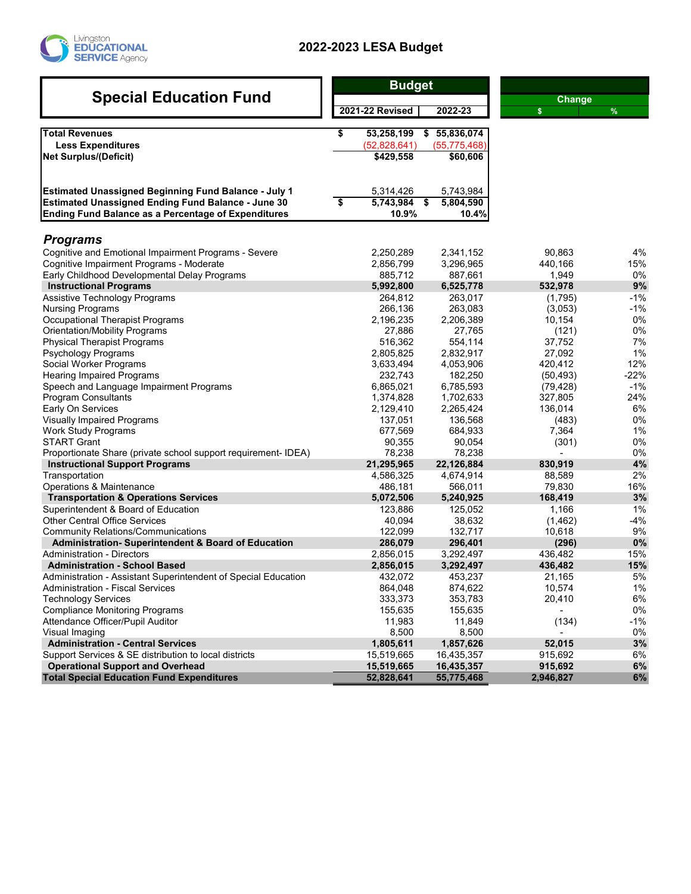# 2022-2023 LESA Budget

## Special Education Fund

| | Budget 2021-22 Revised | Budget 2022-23 | Change $ | Change % |
|---|---|---|---|---|
| **Total Revenues** | $ 53,258,199 | $ 55,836,074 | | |
| **Less Expenditures** | (52,828,641) | (55,775,468) | | |
| **Net Surplus/(Deficit)** | $429,558 | $60,606 | | |
| **Estimated Unassigned Beginning Fund Balance - July 1** | 5,314,426 | 5,743,984 | | |
| **Estimated Unassigned Ending Fund Balance - June 30** | $ 5,743,984 | $ 5,804,590 | | |
| **Ending Fund Balance as a Percentage of Expenditures** | 10.9% | 10.4% | | |
| ***Programs*** | | | | |
| Cognitive and Emotional Impairment Programs - Severe | 2,250,289 | 2,341,152 | 90,863 | 4% |
| Cognitive Impairment Programs - Moderate | 2,856,799 | 3,296,965 | 440,166 | 15% |
| Early Childhood Developmental Delay Programs | 885,712 | 887,661 | 1,949 | 0% |
| **Instructional Programs** | **5,992,800** | **6,525,778** | **532,978** | **9%** |
| Assistive Technology Programs | 264,812 | 263,017 | (1,795) | -1% |
| Nursing Programs | 266,136 | 263,083 | (3,053) | -1% |
| Occupational Therapist Programs | 2,196,235 | 2,206,389 | 10,154 | 0% |
| Orientation/Mobility Programs | 27,886 | 27,765 | (121) | 0% |
| Physical Therapist Programs | 516,362 | 554,114 | 37,752 | 7% |
| Psychology Programs | 2,805,825 | 2,832,917 | 27,092 | 1% |
| Social Worker Programs | 3,633,494 | 4,053,906 | 420,412 | 12% |
| Hearing Impaired Programs | 232,743 | 182,250 | (50,493) | -22% |
| Speech and Language Impairment Programs | 6,865,021 | 6,785,593 | (79,428) | -1% |
| Program Consultants | 1,374,828 | 1,702,633 | 327,805 | 24% |
| Early On Services | 2,129,410 | 2,265,424 | 136,014 | 6% |
| Visually Impaired Programs | 137,051 | 136,568 | (483) | 0% |
| Work Study Programs | 677,569 | 684,933 | 7,364 | 1% |
| START Grant | 90,355 | 90,054 | (301) | 0% |
| Proportionate Share (private school support requirement- IDEA) | 78,238 | 78,238 | - | 0% |
| **Instructional Support Programs** | **21,295,965** | **22,126,884** | **830,919** | **4%** |
| Transportation | 4,586,325 | 4,674,914 | 88,589 | 2% |
| Operations & Maintenance | 486,181 | 566,011 | 79,830 | 16% |
| **Transportation & Operations Services** | **5,072,506** | **5,240,925** | **168,419** | **3%** |
| Superintendent & Board of Education | 123,886 | 125,052 | 1,166 | 1% |
| Other Central Office Services | 40,094 | 38,632 | (1,462) | -4% |
| Community Relations/Communications | 122,099 | 132,717 | 10,618 | 9% |
| **Administration- Superintendent & Board of Education** | **286,079** | **296,401** | **(296)** | **0%** |
| Administration - Directors | 2,856,015 | 3,292,497 | 436,482 | 15% |
| **Administration - School Based** | **2,856,015** | **3,292,497** | **436,482** | **15%** |
| Administration - Assistant Superintendent of Special Education | 432,072 | 453,237 | 21,165 | 5% |
| Administration - Fiscal Services | 864,048 | 874,622 | 10,574 | 1% |
| Technology Services | 333,373 | 353,783 | 20,410 | 6% |
| Compliance Monitoring Programs | 155,635 | 155,635 | - | 0% |
| Attendance Officer/Pupil Auditor | 11,983 | 11,849 | (134) | -1% |
| Visual Imaging | 8,500 | 8,500 | - | 0% |
| **Administration - Central Services** | **1,805,611** | **1,857,626** | **52,015** | **3%** |
| Support Services & SE distribution to local districts | 15,519,665 | 16,435,357 | 915,692 | 6% |
| **Operational Support and Overhead** | **15,519,665** | **16,435,357** | **915,692** | **6%** |
| **Total Special Education Fund Expenditures** | **52,828,641** | **55,775,468** | **2,946,827** | **6%** |